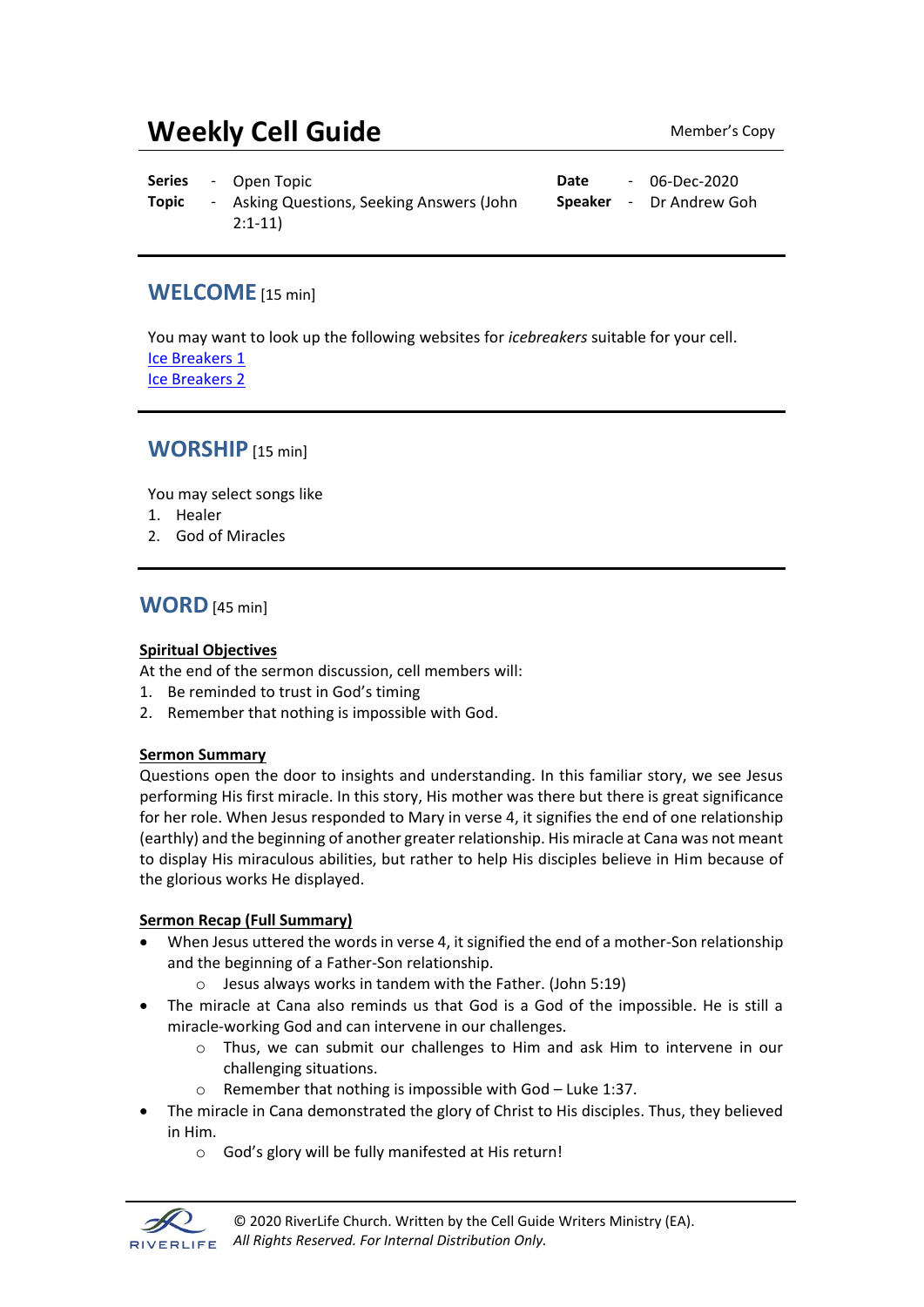# Weekly Cell Guide

Member's Copy

| | | | |
|---|---|---|---|
| **Series** | - Open Topic | **Date** | - 06-Dec-2020 |
| **Topic** | - Asking Questions, Seeking Answers (John 2:1-11) | **Speaker** | - Dr Andrew Goh |

## WELCOME [15 min]

You may want to look up the following websites for *icebreakers* suitable for your cell.

Ice Breakers 1

Ice Breakers 2

## WORSHIP [15 min]

You may select songs like

1. Healer
2. God of Miracles

## WORD [45 min]

**Spiritual Objectives**

At the end of the sermon discussion, cell members will:

1. Be reminded to trust in God's timing
2. Remember that nothing is impossible with God.

**Sermon Summary**

Questions open the door to insights and understanding. In this familiar story, we see Jesus performing His first miracle. In this story, His mother was there but there is great significance for her role. When Jesus responded to Mary in verse 4, it signifies the end of one relationship (earthly) and the beginning of another greater relationship. His miracle at Cana was not meant to display His miraculous abilities, but rather to help His disciples believe in Him because of the glorious works He displayed.

**Sermon Recap (Full Summary)**

- When Jesus uttered the words in verse 4, it signified the end of a mother-Son relationship and the beginning of a Father-Son relationship.
    - Jesus always works in tandem with the Father. (John 5:19)
- The miracle at Cana also reminds us that God is a God of the impossible. He is still a miracle-working God and can intervene in our challenges.
    - Thus, we can submit our challenges to Him and ask Him to intervene in our challenging situations.
    - Remember that nothing is impossible with God – Luke 1:37.
- The miracle in Cana demonstrated the glory of Christ to His disciples. Thus, they believed in Him.
    - God's glory will be fully manifested at His return!

© 2020 RiverLife Church. Written by the Cell Guide Writers Ministry (EA).
*All Rights Reserved. For Internal Distribution Only.*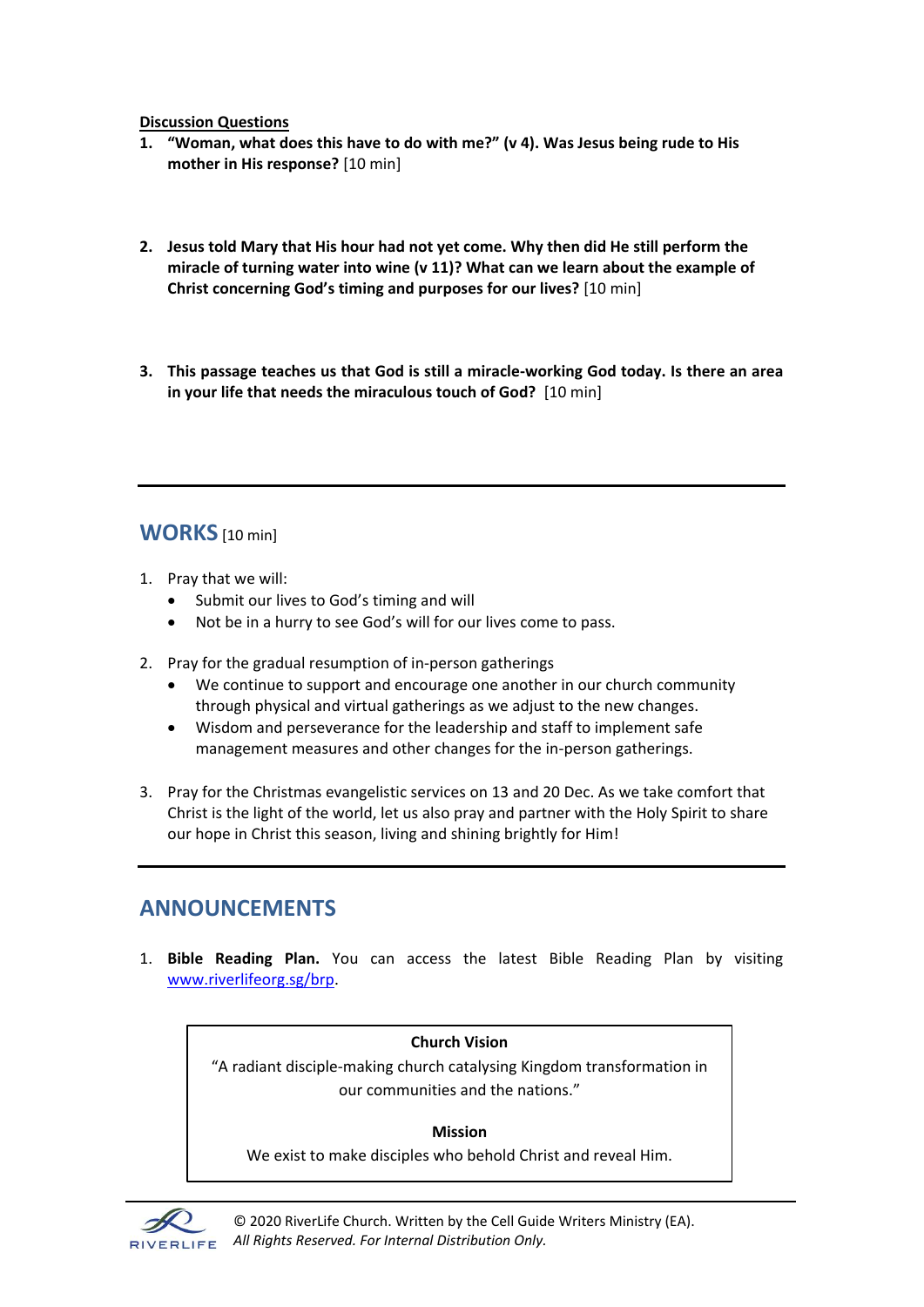**Discussion Questions**

1. **"Woman, what does this have to do with me?" (v 4). Was Jesus being rude to His mother in His response?** [10 min]

2. **Jesus told Mary that His hour had not yet come. Why then did He still perform the miracle of turning water into wine (v 11)? What can we learn about the example of Christ concerning God's timing and purposes for our lives?** [10 min]

3. **This passage teaches us that God is still a miracle-working God today. Is there an area in your life that needs the miraculous touch of God?** [10 min]

---

## WORKS [10 min]

1. Pray that we will:
   - Submit our lives to God's timing and will
   - Not be in a hurry to see God's will for our lives come to pass.

2. Pray for the gradual resumption of in-person gatherings
   - We continue to support and encourage one another in our church community through physical and virtual gatherings as we adjust to the new changes.
   - Wisdom and perseverance for the leadership and staff to implement safe management measures and other changes for the in-person gatherings.

3. Pray for the Christmas evangelistic services on 13 and 20 Dec. As we take comfort that Christ is the light of the world, let us also pray and partner with the Holy Spirit to share our hope in Christ this season, living and shining brightly for Him!

---

## ANNOUNCEMENTS

1. **Bible Reading Plan.** You can access the latest Bible Reading Plan by visiting www.riverlifeorg.sg/brp.

**Church Vision**

"A radiant disciple-making church catalysing Kingdom transformation in our communities and the nations."

**Mission**

We exist to make disciples who behold Christ and reveal Him.

© 2020 RiverLife Church. Written by the Cell Guide Writers Ministry (EA).
*All Rights Reserved. For Internal Distribution Only.*